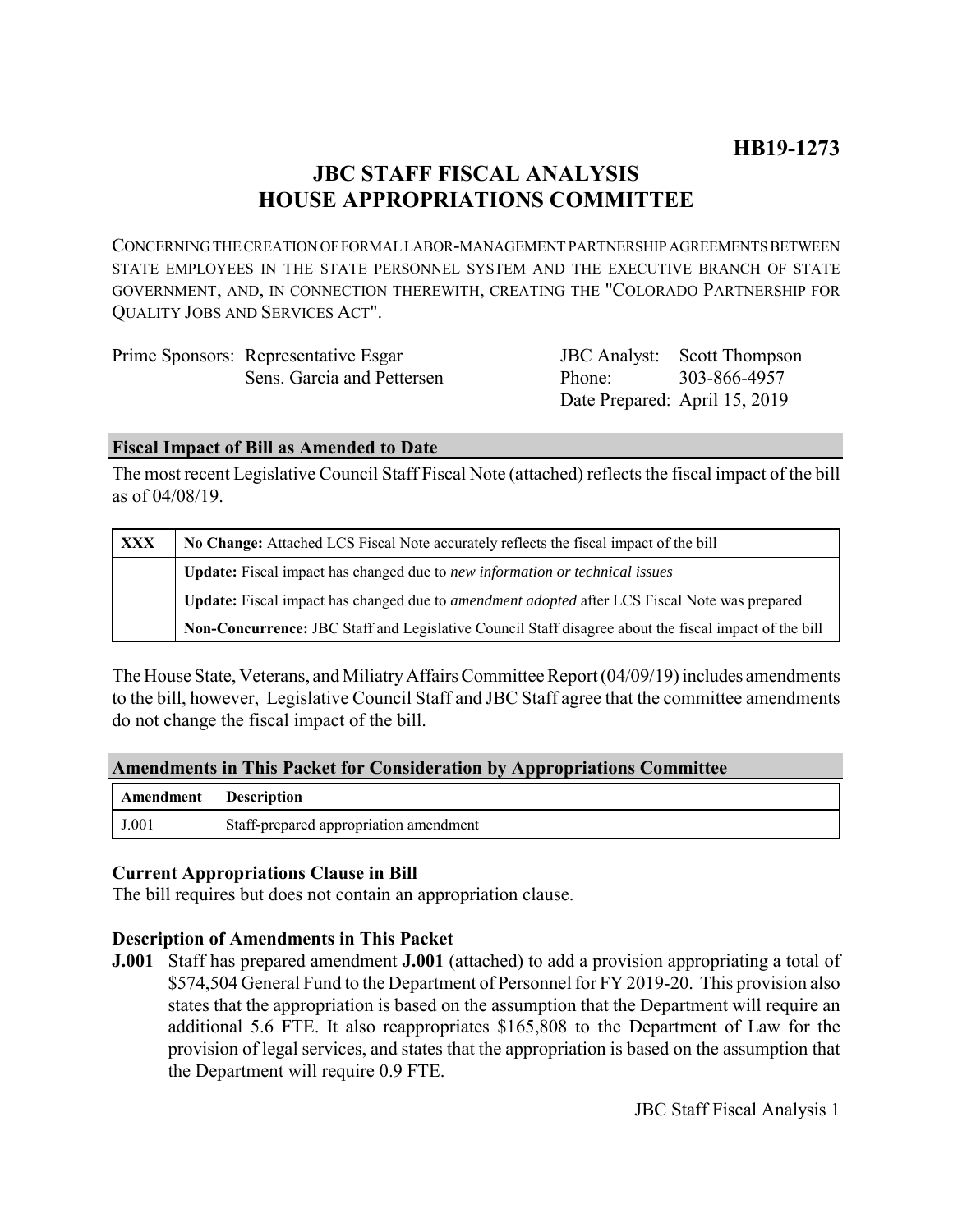**HB19-1273**

# JBC STAFF FISCAL ANALYSIS
# HOUSE APPROPRIATIONS COMMITTEE

CONCERNING THE CREATION OF FORMAL LABOR-MANAGEMENT PARTNERSHIP AGREEMENTS BETWEEN STATE EMPLOYEES IN THE STATE PERSONNEL SYSTEM AND THE EXECUTIVE BRANCH OF STATE GOVERNMENT, AND, IN CONNECTION THEREWITH, CREATING THE "COLORADO PARTNERSHIP FOR QUALITY JOBS AND SERVICES ACT".

| | |
|---|---|
| Prime Sponsors: Representative Esgar<br>Sens. Garcia and Pettersen | JBC Analyst: Scott Thompson<br>Phone: 303-866-4957<br>Date Prepared: April 15, 2019 |

## Fiscal Impact of Bill as Amended to Date

The most recent Legislative Council Staff Fiscal Note (attached) reflects the fiscal impact of the bill as of 04/08/19.

| | |
|---|---|
| XXX | **No Change:** Attached LCS Fiscal Note accurately reflects the fiscal impact of the bill |
| | **Update:** Fiscal impact has changed due to *new information or technical issues* |
| | **Update:** Fiscal impact has changed due to *amendment adopted* after LCS Fiscal Note was prepared |
| | **Non-Concurrence:** JBC Staff and Legislative Council Staff disagree about the fiscal impact of the bill |

The House State, Veterans, and Miliatry Affairs Committee Report (04/09/19) includes amendments to the bill, however, Legislative Council Staff and JBC Staff agree that the committee amendments do not change the fiscal impact of the bill.

## Amendments in This Packet for Consideration by Appropriations Committee

| Amendment | Description |
|---|---|
| J.001 | Staff-prepared appropriation amendment |

### Current Appropriations Clause in Bill

The bill requires but does not contain an appropriation clause.

### Description of Amendments in This Packet

**J.001** Staff has prepared amendment **J.001** (attached) to add a provision appropriating a total of \$574,504 General Fund to the Department of Personnel for FY 2019-20. This provision also states that the appropriation is based on the assumption that the Department will require an additional 5.6 FTE. It also reappropriates \$165,808 to the Department of Law for the provision of legal services, and states that the appropriation is based on the assumption that the Department will require 0.9 FTE.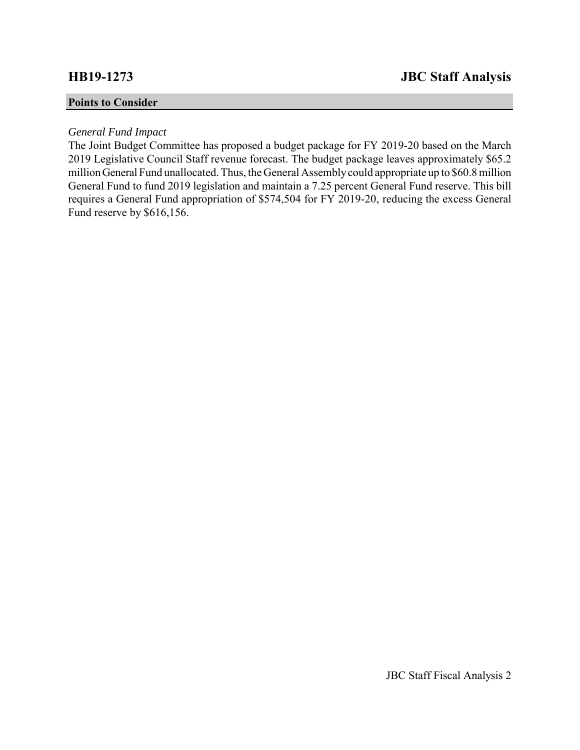## Points to Consider

*General Fund Impact*

The Joint Budget Committee has proposed a budget package for FY 2019-20 based on the March 2019 Legislative Council Staff revenue forecast. The budget package leaves approximately $65.2 million General Fund unallocated. Thus, the General Assembly could appropriate up to $60.8 million General Fund to fund 2019 legislation and maintain a 7.25 percent General Fund reserve. This bill requires a General Fund appropriation of $574,504 for FY 2019-20, reducing the excess General Fund reserve by $616,156.